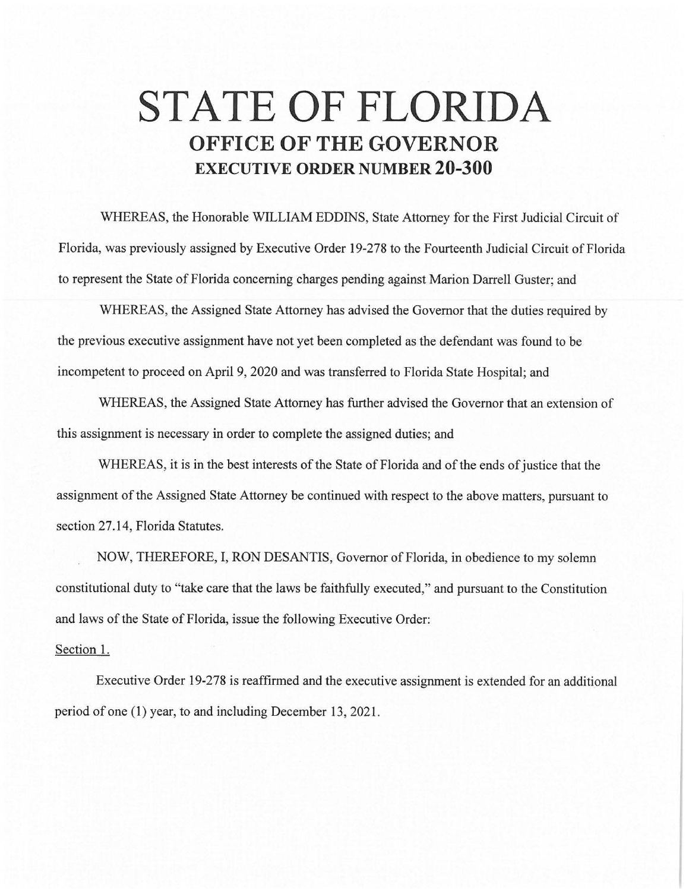# STATE OF FLORIDA

## OFFICE OF THE GOVERNOR

### EXECUTIVE ORDER NUMBER 20-300

WHEREAS, the Honorable WILLIAM EDDINS, State Attorney for the First Judicial Circuit of Florida, was previously assigned by Executive Order 19-278 to the Fourteenth Judicial Circuit of Florida to represent the State of Florida concerning charges pending against Marion Darrell Guster; and

WHEREAS, the Assigned State Attorney has advised the Governor that the duties required by the previous executive assignment have not yet been completed as the defendant was found to be incompetent to proceed on April 9, 2020 and was transferred to Florida State Hospital; and

WHEREAS, the Assigned State Attorney has further advised the Governor that an extension of this assignment is necessary in order to complete the assigned duties; and

WHEREAS, it is in the best interests of the State of Florida and of the ends of justice that the assignment of the Assigned State Attorney be continued with respect to the above matters, pursuant to section 27.14, Florida Statutes.

NOW, THEREFORE, I, RON DESANTIS, Governor of Florida, in obedience to my solemn constitutional duty to "take care that the laws be faithfully executed," and pursuant to the Constitution and laws of the State of Florida, issue the following Executive Order:

Section 1.

Executive Order 19-278 is reaffirmed and the executive assignment is extended for an additional period of one (1) year, to and including December 13, 2021.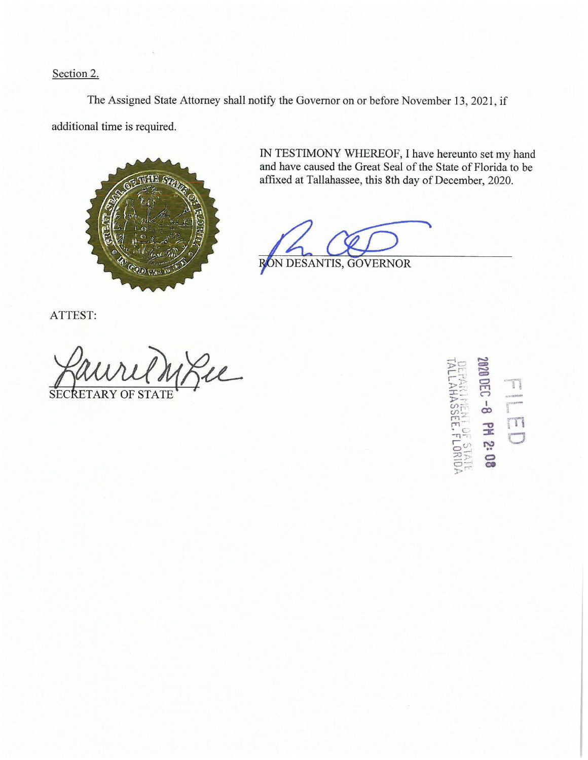Section 2.

The Assigned State Attorney shall notify the Governor on or before November 13, 2021, if additional time is required.

IN TESTIMONY WHEREOF, I have hereunto set my hand and have caused the Great Seal of the State of Florida to be affixed at Tallahassee, this 8th day of December, 2020.

RON DESANTIS, GOVERNOR

ATTEST:

SECRETARY OF STATE

FILED
2020 DEC -8 PM 2:08
DEPARTMENT OF STATE
TALLAHASSEE, FLORIDA